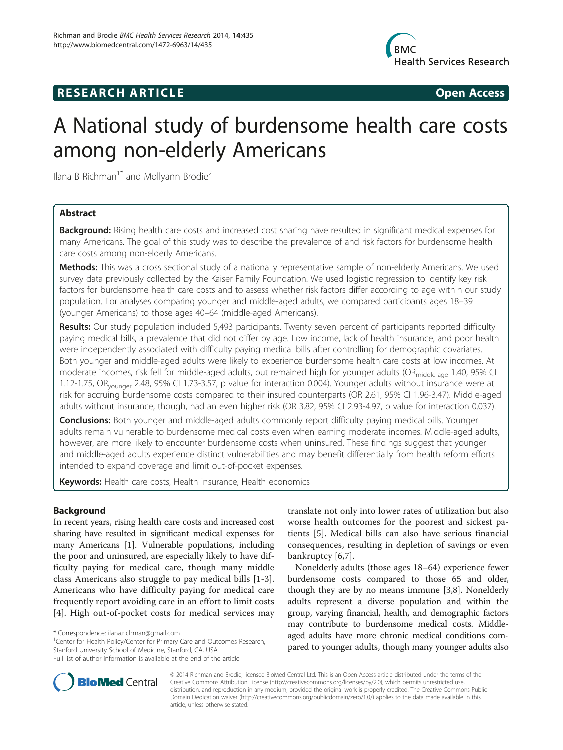**RESEARCH ARTICLE** **Open Access**

# A National study of burdensome health care costs among non-elderly Americans

Ilana B Richman[1*] and Mollyann Brodie[2]

## Abstract

**Background:** Rising health care costs and increased cost sharing have resulted in significant medical expenses for many Americans. The goal of this study was to describe the prevalence of and risk factors for burdensome health care costs among non-elderly Americans.

**Methods:** This was a cross sectional study of a nationally representative sample of non-elderly Americans. We used survey data previously collected by the Kaiser Family Foundation. We used logistic regression to identify key risk factors for burdensome health care costs and to assess whether risk factors differ according to age within our study population. For analyses comparing younger and middle-aged adults, we compared participants ages 18–39 (younger Americans) to those ages 40–64 (middle-aged Americans).

**Results:** Our study population included 5,493 participants. Twenty seven percent of participants reported difficulty paying medical bills, a prevalence that did not differ by age. Low income, lack of health insurance, and poor health were independently associated with difficulty paying medical bills after controlling for demographic covariates. Both younger and middle-aged adults were likely to experience burdensome health care costs at low incomes. At moderate incomes, risk fell for middle-aged adults, but remained high for younger adults ($OR_{middle\text{-}age}$ 1.40, 95% CI 1.12-1.75, $OR_{younger}$ 2.48, 95% CI 1.73-3.57, p value for interaction 0.004). Younger adults without insurance were at risk for accruing burdensome costs compared to their insured counterparts (OR 2.61, 95% CI 1.96-3.47). Middle-aged adults without insurance, though, had an even higher risk (OR 3.82, 95% CI 2.93-4.97, p value for interaction 0.037).

**Conclusions:** Both younger and middle-aged adults commonly report difficulty paying medical bills. Younger adults remain vulnerable to burdensome medical costs even when earning moderate incomes. Middle-aged adults, however, are more likely to encounter burdensome costs when uninsured. These findings suggest that younger and middle-aged adults experience distinct vulnerabilities and may benefit differentially from health reform efforts intended to expand coverage and limit out-of-pocket expenses.

**Keywords:** Health care costs, Health insurance, Health economics

## Background

In recent years, rising health care costs and increased cost sharing have resulted in significant medical expenses for many Americans [1]. Vulnerable populations, including the poor and uninsured, are especially likely to have difficulty paying for medical care, though many middle class Americans also struggle to pay medical bills [1-3]. Americans who have difficulty paying for medical care frequently report avoiding care in an effort to limit costs [4]. High out-of-pocket costs for medical services may translate not only into lower rates of utilization but also worse health outcomes for the poorest and sickest patients [5]. Medical bills can also have serious financial consequences, resulting in depletion of savings or even bankruptcy [6,7].

Nonelderly adults (those ages 18–64) experience fewer burdensome costs compared to those 65 and older, though they are by no means immune [3,8]. Nonelderly adults represent a diverse population and within the group, varying financial, health, and demographic factors may contribute to burdensome medical costs. Middle-aged adults have more chronic medical conditions compared to younger adults, though many younger adults also

\* Correspondence: ilana.richman@gmail.com

[1]Center for Health Policy/Center for Primary Care and Outcomes Research, Stanford University School of Medicine, Stanford, CA, USA

Full list of author information is available at the end of the article

© 2014 Richman and Brodie; licensee BioMed Central Ltd. This is an Open Access article distributed under the terms of the Creative Commons Attribution License (http://creativecommons.org/licenses/by/2.0), which permits unrestricted use, distribution, and reproduction in any medium, provided the original work is properly credited. The Creative Commons Public Domain Dedication waiver (http://creativecommons.org/publicdomain/zero/1.0/) applies to the data made available in this article, unless otherwise stated.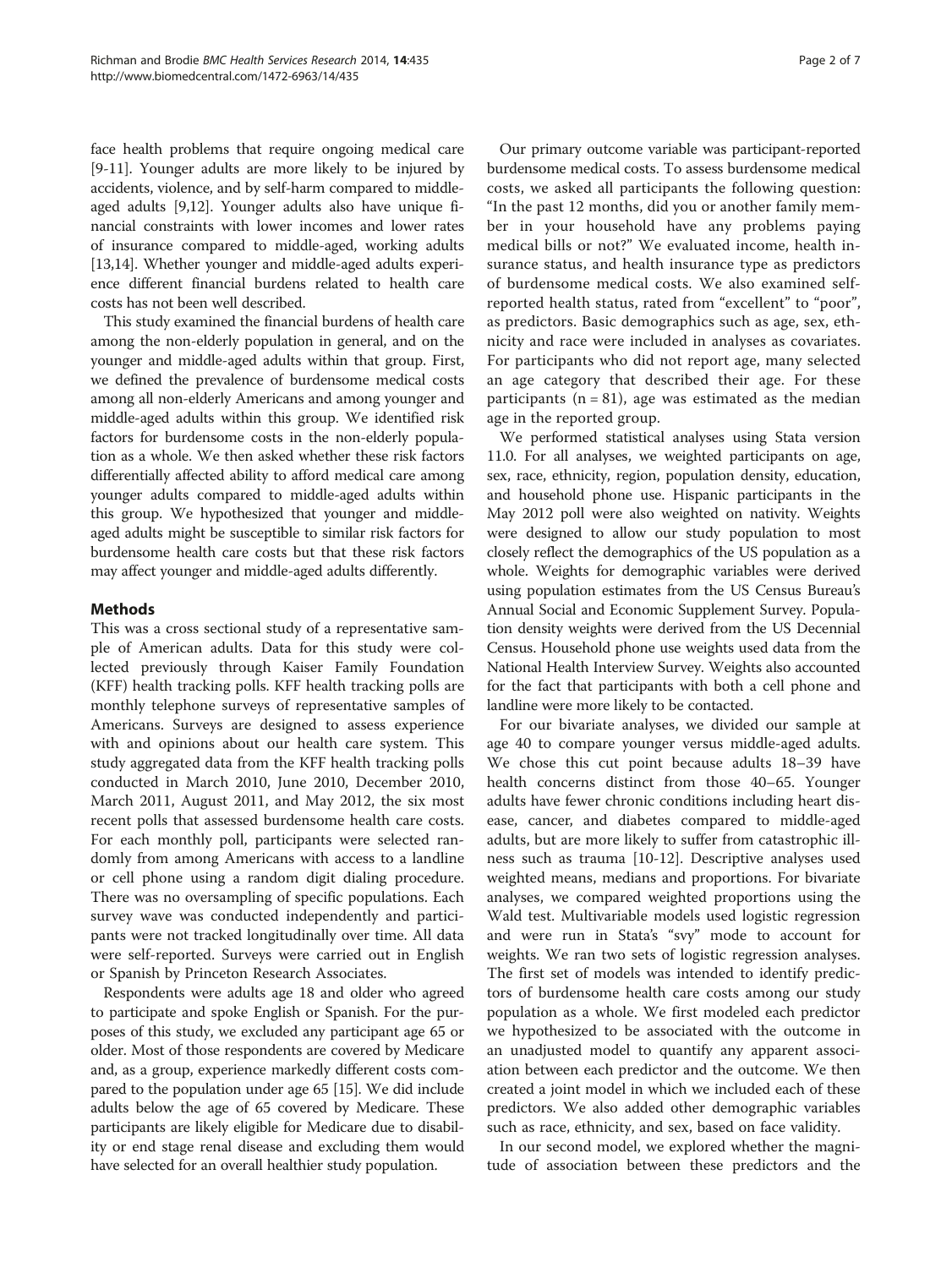face health problems that require ongoing medical care [9-11]. Younger adults are more likely to be injured by accidents, violence, and by self-harm compared to middle-aged adults [9,12]. Younger adults also have unique financial constraints with lower incomes and lower rates of insurance compared to middle-aged, working adults [13,14]. Whether younger and middle-aged adults experience different financial burdens related to health care costs has not been well described.

This study examined the financial burdens of health care among the non-elderly population in general, and on the younger and middle-aged adults within that group. First, we defined the prevalence of burdensome medical costs among all non-elderly Americans and among younger and middle-aged adults within this group. We identified risk factors for burdensome costs in the non-elderly population as a whole. We then asked whether these risk factors differentially affected ability to afford medical care among younger adults compared to middle-aged adults within this group. We hypothesized that younger and middle-aged adults might be susceptible to similar risk factors for burdensome health care costs but that these risk factors may affect younger and middle-aged adults differently.

## Methods

This was a cross sectional study of a representative sample of American adults. Data for this study were collected previously through Kaiser Family Foundation (KFF) health tracking polls. KFF health tracking polls are monthly telephone surveys of representative samples of Americans. Surveys are designed to assess experience with and opinions about our health care system. This study aggregated data from the KFF health tracking polls conducted in March 2010, June 2010, December 2010, March 2011, August 2011, and May 2012, the six most recent polls that assessed burdensome health care costs. For each monthly poll, participants were selected randomly from among Americans with access to a landline or cell phone using a random digit dialing procedure. There was no oversampling of specific populations. Each survey wave was conducted independently and participants were not tracked longitudinally over time. All data were self-reported. Surveys were carried out in English or Spanish by Princeton Research Associates.

Respondents were adults age 18 and older who agreed to participate and spoke English or Spanish. For the purposes of this study, we excluded any participant age 65 or older. Most of those respondents are covered by Medicare and, as a group, experience markedly different costs compared to the population under age 65 [15]. We did include adults below the age of 65 covered by Medicare. These participants are likely eligible for Medicare due to disability or end stage renal disease and excluding them would have selected for an overall healthier study population.

Our primary outcome variable was participant-reported burdensome medical costs. To assess burdensome medical costs, we asked all participants the following question: "In the past 12 months, did you or another family member in your household have any problems paying medical bills or not?" We evaluated income, health insurance status, and health insurance type as predictors of burdensome medical costs. We also examined self-reported health status, rated from "excellent" to "poor", as predictors. Basic demographics such as age, sex, ethnicity and race were included in analyses as covariates. For participants who did not report age, many selected an age category that described their age. For these participants ($n = 81$), age was estimated as the median age in the reported group.

We performed statistical analyses using Stata version 11.0. For all analyses, we weighted participants on age, sex, race, ethnicity, region, population density, education, and household phone use. Hispanic participants in the May 2012 poll were also weighted on nativity. Weights were designed to allow our study population to most closely reflect the demographics of the US population as a whole. Weights for demographic variables were derived using population estimates from the US Census Bureau's Annual Social and Economic Supplement Survey. Population density weights were derived from the US Decennial Census. Household phone use weights used data from the National Health Interview Survey. Weights also accounted for the fact that participants with both a cell phone and landline were more likely to be contacted.

For our bivariate analyses, we divided our sample at age 40 to compare younger versus middle-aged adults. We chose this cut point because adults 18–39 have health concerns distinct from those 40–65. Younger adults have fewer chronic conditions including heart disease, cancer, and diabetes compared to middle-aged adults, but are more likely to suffer from catastrophic illness such as trauma [10-12]. Descriptive analyses used weighted means, medians and proportions. For bivariate analyses, we compared weighted proportions using the Wald test. Multivariable models used logistic regression and were run in Stata's "svy" mode to account for weights. We ran two sets of logistic regression analyses. The first set of models was intended to identify predictors of burdensome health care costs among our study population as a whole. We first modeled each predictor we hypothesized to be associated with the outcome in an unadjusted model to quantify any apparent association between each predictor and the outcome. We then created a joint model in which we included each of these predictors. We also added other demographic variables such as race, ethnicity, and sex, based on face validity.

In our second model, we explored whether the magnitude of association between these predictors and the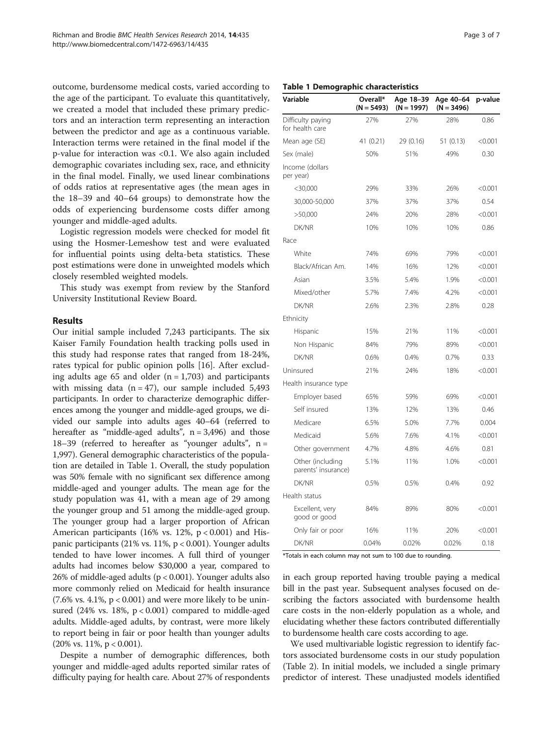outcome, burdensome medical costs, varied according to the age of the participant. To evaluate this quantitatively, we created a model that included these primary predictors and an interaction term representing an interaction between the predictor and age as a continuous variable. Interaction terms were retained in the final model if the p-value for interaction was <0.1. We also again included demographic covariates including sex, race, and ethnicity in the final model. Finally, we used linear combinations of odds ratios at representative ages (the mean ages in the 18–39 and 40–64 groups) to demonstrate how the odds of experiencing burdensome costs differ among younger and middle-aged adults.

Logistic regression models were checked for model fit using the Hosmer-Lemeshow test and were evaluated for influential points using delta-beta statistics. These post estimations were done in unweighted models which closely resembled weighted models.

This study was exempt from review by the Stanford University Institutional Review Board.

## Results

Our initial sample included 7,243 participants. The six Kaiser Family Foundation health tracking polls used in this study had response rates that ranged from 18-24%, rates typical for public opinion polls [16]. After excluding adults age 65 and older (n = 1,703) and participants with missing data (n = 47), our sample included 5,493 participants. In order to characterize demographic differences among the younger and middle-aged groups, we divided our sample into adults ages 40–64 (referred to hereafter as "middle-aged adults", n = 3,496) and those 18–39 (referred to hereafter as "younger adults", n = 1,997). General demographic characteristics of the population are detailed in Table 1. Overall, the study population was 50% female with no significant sex difference among middle-aged and younger adults. The mean age for the study population was 41, with a mean age of 29 among the younger group and 51 among the middle-aged group. The younger group had a larger proportion of African American participants (16% vs. 12%, p < 0.001) and Hispanic participants (21% vs. 11%, p < 0.001). Younger adults tended to have lower incomes. A full third of younger adults had incomes below $30,000 a year, compared to 26% of middle-aged adults (p < 0.001). Younger adults also more commonly relied on Medicaid for health insurance (7.6% vs. 4.1%, p < 0.001) and were more likely to be uninsured (24% vs. 18%, p < 0.001) compared to middle-aged adults. Middle-aged adults, by contrast, were more likely to report being in fair or poor health than younger adults (20% vs. 11%, p < 0.001).

Despite a number of demographic differences, both younger and middle-aged adults reported similar rates of difficulty paying for health care. About 27% of respondents in each group reported having trouble paying a medical bill in the past year. Subsequent analyses focused on describing the factors associated with burdensome health care costs in the non-elderly population as a whole, and elucidating whether these factors contributed differentially to burdensome health care costs according to age.

We used multivariable logistic regression to identify factors associated burdensome costs in our study population (Table 2). In initial models, we included a single primary predictor of interest. These unadjusted models identified

**Table 1 Demographic characteristics**

| Variable | Overall* (N = 5493) | Age 18–39 (N = 1997) | Age 40–64 (N = 3496) | p-value |
|---|---|---|---|---|
| Difficulty paying for health care | 27% | 27% | 28% | 0.86 |
| Mean age (SE) | 41 (0.21) | 29 (0.16) | 51 (0.13) | <0.001 |
| Sex (male) | 50% | 51% | 49% | 0.30 |
| Income (dollars per year) | | | | |
| <30,000 | 29% | 33% | 26% | <0.001 |
| 30,000-50,000 | 37% | 37% | 37% | 0.54 |
| >50,000 | 24% | 20% | 28% | <0.001 |
| DK/NR | 10% | 10% | 10% | 0.86 |
| Race | | | | |
| White | 74% | 69% | 79% | <0.001 |
| Black/African Am. | 14% | 16% | 12% | <0.001 |
| Asian | 3.5% | 5.4% | 1.9% | <0.001 |
| Mixed/other | 5.7% | 7.4% | 4.2% | <0.001 |
| DK/NR | 2.6% | 2.3% | 2.8% | 0.28 |
| Ethnicity | | | | |
| Hispanic | 15% | 21% | 11% | <0.001 |
| Non Hispanic | 84% | 79% | 89% | <0.001 |
| DK/NR | 0.6% | 0.4% | 0.7% | 0.33 |
| Uninsured | 21% | 24% | 18% | <0.001 |
| Health insurance type | | | | |
| Employer based | 65% | 59% | 69% | <0.001 |
| Self insured | 13% | 12% | 13% | 0.46 |
| Medicare | 6.5% | 5.0% | 7.7% | 0.004 |
| Medicaid | 5.6% | 7.6% | 4.1% | <0.001 |
| Other government | 4.7% | 4.8% | 4.6% | 0.81 |
| Other (including parents' insurance) | 5.1% | 11% | 1.0% | <0.001 |
| DK/NR | 0.5% | 0.5% | 0.4% | 0.92 |
| Health status | | | | |
| Excellent, very good or good | 84% | 89% | 80% | <0.001 |
| Only fair or poor | 16% | 11% | 20% | <0.001 |
| DK/NR | 0.04% | 0.02% | 0.02% | 0.18 |

*Totals in each column may not sum to 100 due to rounding.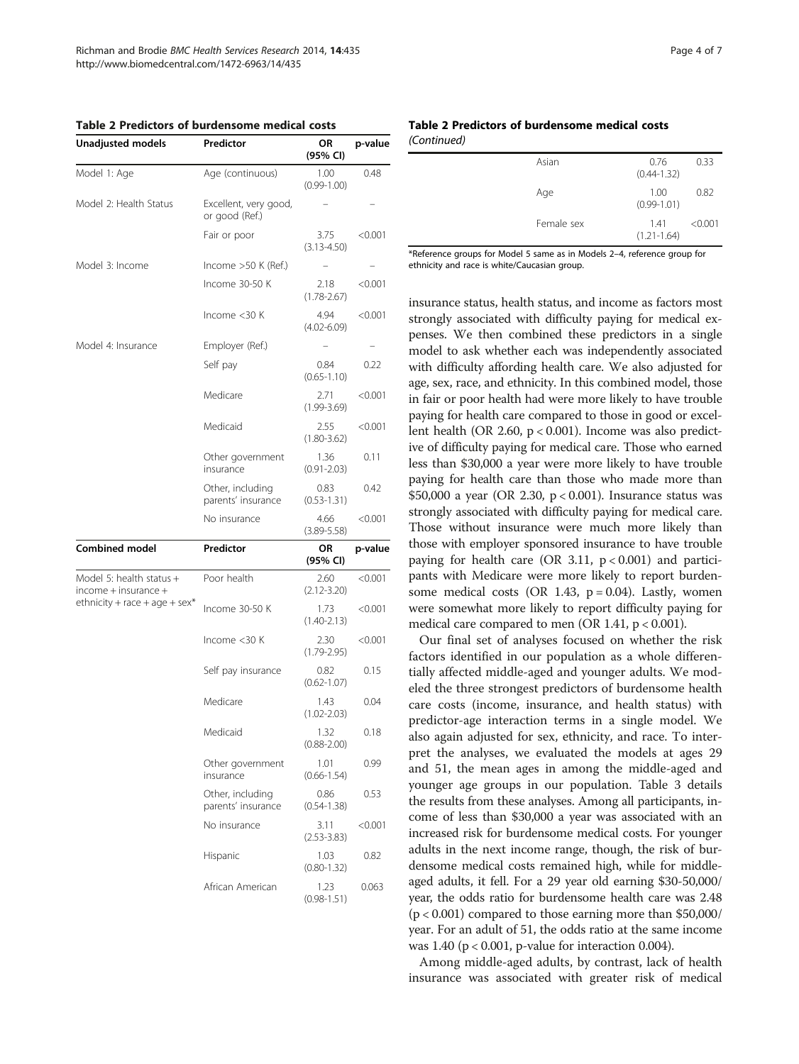**Table 2 Predictors of burdensome medical costs**

| Unadjusted models | Predictor | OR (95% CI) | p-value |
|---|---|---|---|
| Model 1: Age | Age (continuous) | 1.00 (0.99-1.00) | 0.48 |
| Model 2: Health Status | Excellent, very good, or good (Ref.) | – | – |
| | Fair or poor | 3.75 (3.13-4.50) | <0.001 |
| Model 3: Income | Income >50 K (Ref.) | – | – |
| | Income 30-50 K | 2.18 (1.78-2.67) | <0.001 |
| | Income <30 K | 4.94 (4.02-6.09) | <0.001 |
| Model 4: Insurance | Employer (Ref.) | – | – |
| | Self pay | 0.84 (0.65-1.10) | 0.22 |
| | Medicare | 2.71 (1.99-3.69) | <0.001 |
| | Medicaid | 2.55 (1.80-3.62) | <0.001 |
| | Other government insurance | 1.36 (0.91-2.03) | 0.11 |
| | Other, including parents' insurance | 0.83 (0.53-1.31) | 0.42 |
| | No insurance | 4.66 (3.89-5.58) | <0.001 |
| **Combined model** | **Predictor** | **OR (95% CI)** | **p-value** |
| Model 5: health status + income + insurance + ethnicity + race + age + sex* | Poor health | 2.60 (2.12-3.20) | <0.001 |
| | Income 30-50 K | 1.73 (1.40-2.13) | <0.001 |
| | Income <30 K | 2.30 (1.79-2.95) | <0.001 |
| | Self pay insurance | 0.82 (0.62-1.07) | 0.15 |
| | Medicare | 1.43 (1.02-2.03) | 0.04 |
| | Medicaid | 1.32 (0.88-2.00) | 0.18 |
| | Other government insurance | 1.01 (0.66-1.54) | 0.99 |
| | Other, including parents' insurance | 0.86 (0.54-1.38) | 0.53 |
| | No insurance | 3.11 (2.53-3.83) | <0.001 |
| | Hispanic | 1.03 (0.80-1.32) | 0.82 |
| | African American | 1.23 (0.98-1.51) | 0.063 |
| | Asian | 0.76 (0.44-1.32) | 0.33 |
| | Age | 1.00 (0.99-1.01) | 0.82 |
| | Female sex | 1.41 (1.21-1.64) | <0.001 |

*Reference groups for Model 5 same as in Models 2–4, reference group for ethnicity and race is white/Caucasian group.

insurance status, health status, and income as factors most strongly associated with difficulty paying for medical expenses. We then combined these predictors in a single model to ask whether each was independently associated with difficulty affording health care. We also adjusted for age, sex, race, and ethnicity. In this combined model, those in fair or poor health had were more likely to have trouble paying for health care compared to those in good or excellent health (OR 2.60, $p < 0.001$). Income was also predictive of difficulty paying for medical care. Those who earned less than \$30,000 a year were more likely to have trouble paying for health care than those who made more than \$50,000 a year (OR 2.30, $p < 0.001$). Insurance status was strongly associated with difficulty paying for medical care. Those without insurance were much more likely than those with employer sponsored insurance to have trouble paying for health care (OR 3.11, $p < 0.001$) and participants with Medicare were more likely to report burdensome medical costs (OR 1.43, $p = 0.04$). Lastly, women were somewhat more likely to report difficulty paying for medical care compared to men (OR 1.41, $p < 0.001$).

Our final set of analyses focused on whether the risk factors identified in our population as a whole differentially affected middle-aged and younger adults. We modeled the three strongest predictors of burdensome health care costs (income, insurance, and health status) with predictor-age interaction terms in a single model. We also again adjusted for sex, ethnicity, and race. To interpret the analyses, we evaluated the models at ages 29 and 51, the mean ages in among the middle-aged and younger age groups in our population. Table 3 details the results from these analyses. Among all participants, income of less than \$30,000 a year was associated with an increased risk for burdensome medical costs. For younger adults in the next income range, though, the risk of burdensome medical costs remained high, while for middle-aged adults, it fell. For a 29 year old earning \$30-50,000/year, the odds ratio for burdensome health care was 2.48 ($p < 0.001$) compared to those earning more than \$50,000/year. For an adult of 51, the odds ratio at the same income was 1.40 ($p < 0.001$, p-value for interaction 0.004).

Among middle-aged adults, by contrast, lack of health insurance was associated with greater risk of medical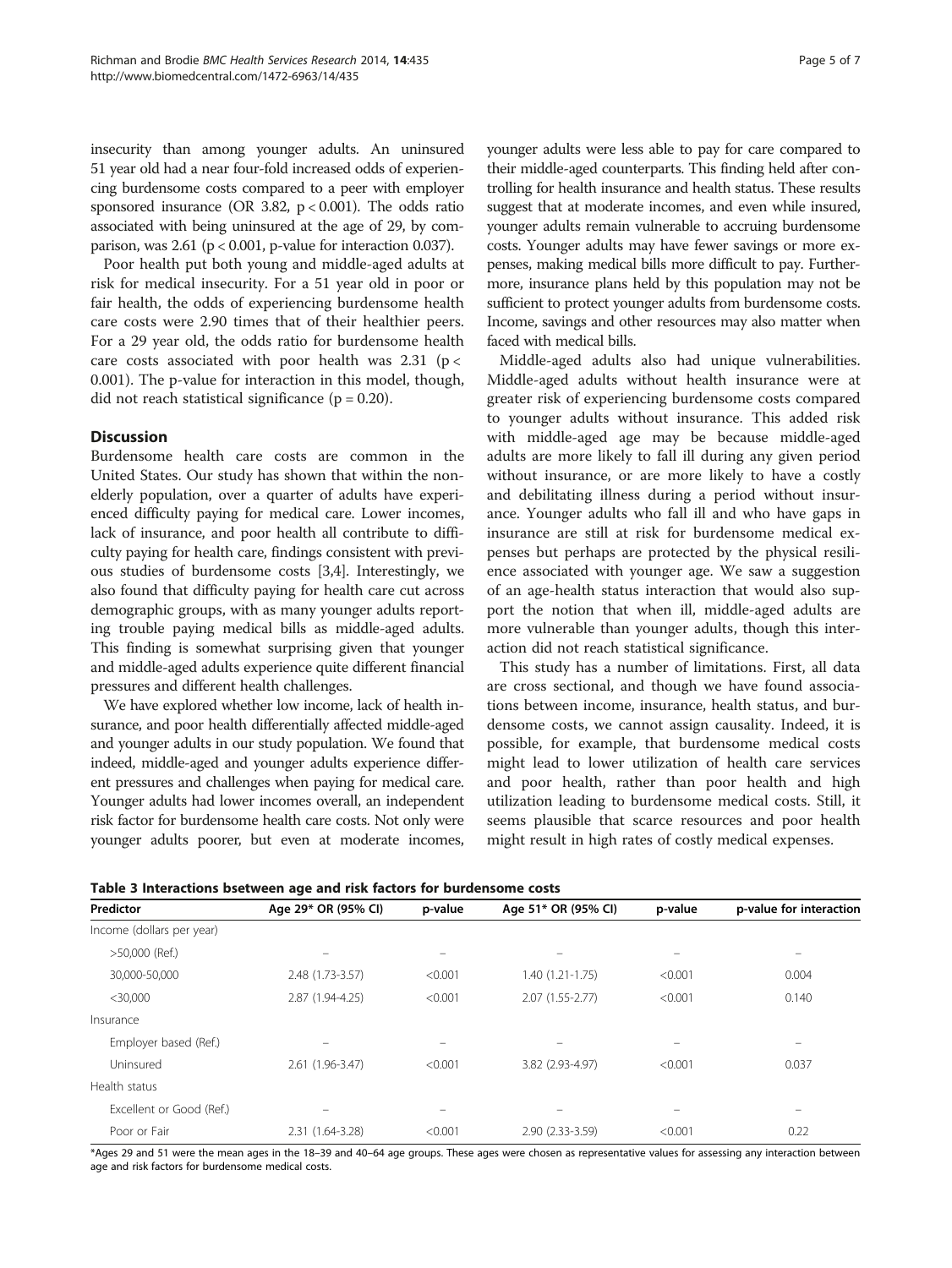insecurity than among younger adults. An uninsured 51 year old had a near four-fold increased odds of experiencing burdensome costs compared to a peer with employer sponsored insurance (OR 3.82, $p < 0.001$). The odds ratio associated with being uninsured at the age of 29, by comparison, was 2.61 ($p < 0.001$, p-value for interaction 0.037).

Poor health put both young and middle-aged adults at risk for medical insecurity. For a 51 year old in poor or fair health, the odds of experiencing burdensome health care costs were 2.90 times that of their healthier peers. For a 29 year old, the odds ratio for burdensome health care costs associated with poor health was 2.31 ($p < 0.001$). The p-value for interaction in this model, though, did not reach statistical significance ($p = 0.20$).

## Discussion

Burdensome health care costs are common in the United States. Our study has shown that within the non-elderly population, over a quarter of adults have experienced difficulty paying for medical care. Lower incomes, lack of insurance, and poor health all contribute to difficulty paying for health care, findings consistent with previous studies of burdensome costs [3,4]. Interestingly, we also found that difficulty paying for health care cut across demographic groups, with as many younger adults reporting trouble paying medical bills as middle-aged adults. This finding is somewhat surprising given that younger and middle-aged adults experience quite different financial pressures and different health challenges.

We have explored whether low income, lack of health insurance, and poor health differentially affected middle-aged and younger adults in our study population. We found that indeed, middle-aged and younger adults experience different pressures and challenges when paying for medical care. Younger adults had lower incomes overall, an independent risk factor for burdensome health care costs. Not only were younger adults poorer, but even at moderate incomes, younger adults were less able to pay for care compared to their middle-aged counterparts. This finding held after controlling for health insurance and health status. These results suggest that at moderate incomes, and even while insured, younger adults remain vulnerable to accruing burdensome costs. Younger adults may have fewer savings or more expenses, making medical bills more difficult to pay. Furthermore, insurance plans held by this population may not be sufficient to protect younger adults from burdensome costs. Income, savings and other resources may also matter when faced with medical bills.

Middle-aged adults also had unique vulnerabilities. Middle-aged adults without health insurance were at greater risk of experiencing burdensome costs compared to younger adults without insurance. This added risk with middle-aged age may be because middle-aged adults are more likely to fall ill during any given period without insurance, or are more likely to have a costly and debilitating illness during a period without insurance. Younger adults who fall ill and who have gaps in insurance are still at risk for burdensome medical expenses but perhaps are protected by the physical resilience associated with younger age. We saw a suggestion of an age-health status interaction that would also support the notion that when ill, middle-aged adults are more vulnerable than younger adults, though this interaction did not reach statistical significance.

This study has a number of limitations. First, all data are cross sectional, and though we have found associations between income, insurance, health status, and burdensome costs, we cannot assign causality. Indeed, it is possible, for example, that burdensome medical costs might lead to lower utilization of health care services and poor health, rather than poor health and high utilization leading to burdensome medical costs. Still, it seems plausible that scarce resources and poor health might result in high rates of costly medical expenses.

**Table 3 Interactions bsetween age and risk factors for burdensome costs**

| Predictor | Age 29* OR (95% CI) | p-value | Age 51* OR (95% CI) | p-value | p-value for interaction |
|---|---|---|---|---|---|
| Income (dollars per year) | | | | | |
| >50,000 (Ref.) | – | – | – | – | – |
| 30,000-50,000 | 2.48 (1.73-3.57) | <0.001 | 1.40 (1.21-1.75) | <0.001 | 0.004 |
| <30,000 | 2.87 (1.94-4.25) | <0.001 | 2.07 (1.55-2.77) | <0.001 | 0.140 |
| Insurance | | | | | |
| Employer based (Ref.) | – | – | – | – | – |
| Uninsured | 2.61 (1.96-3.47) | <0.001 | 3.82 (2.93-4.97) | <0.001 | 0.037 |
| Health status | | | | | |
| Excellent or Good (Ref.) | – | – | – | – | – |
| Poor or Fair | 2.31 (1.64-3.28) | <0.001 | 2.90 (2.33-3.59) | <0.001 | 0.22 |

*Ages 29 and 51 were the mean ages in the 18–39 and 40–64 age groups. These ages were chosen as representative values for assessing any interaction between age and risk factors for burdensome medical costs.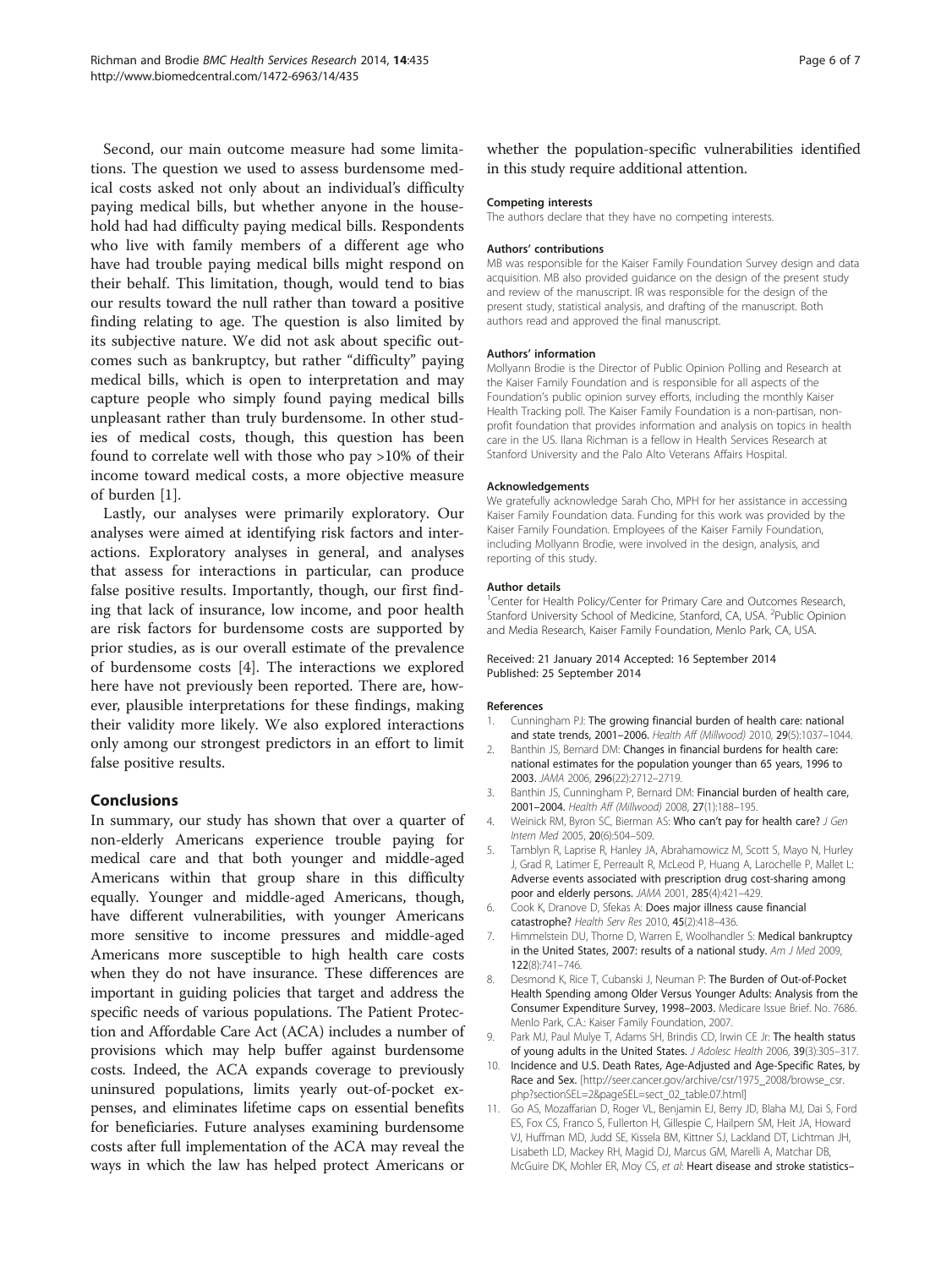Second, our main outcome measure had some limitations. The question we used to assess burdensome medical costs asked not only about an individual's difficulty paying medical bills, but whether anyone in the household had had difficulty paying medical bills. Respondents who live with family members of a different age who have had trouble paying medical bills might respond on their behalf. This limitation, though, would tend to bias our results toward the null rather than toward a positive finding relating to age. The question is also limited by its subjective nature. We did not ask about specific outcomes such as bankruptcy, but rather "difficulty" paying medical bills, which is open to interpretation and may capture people who simply found paying medical bills unpleasant rather than truly burdensome. In other studies of medical costs, though, this question has been found to correlate well with those who pay >10% of their income toward medical costs, a more objective measure of burden [1].

Lastly, our analyses were primarily exploratory. Our analyses were aimed at identifying risk factors and interactions. Exploratory analyses in general, and analyses that assess for interactions in particular, can produce false positive results. Importantly, though, our first finding that lack of insurance, low income, and poor health are risk factors for burdensome costs are supported by prior studies, as is our overall estimate of the prevalence of burdensome costs [4]. The interactions we explored here have not previously been reported. There are, however, plausible interpretations for these findings, making their validity more likely. We also explored interactions only among our strongest predictors in an effort to limit false positive results.

## Conclusions

In summary, our study has shown that over a quarter of non-elderly Americans experience trouble paying for medical care and that both younger and middle-aged Americans within that group share in this difficulty equally. Younger and middle-aged Americans, though, have different vulnerabilities, with younger Americans more sensitive to income pressures and middle-aged Americans more susceptible to high health care costs when they do not have insurance. These differences are important in guiding policies that target and address the specific needs of various populations. The Patient Protection and Affordable Care Act (ACA) includes a number of provisions which may help buffer against burdensome costs. Indeed, the ACA expands coverage to previously uninsured populations, limits yearly out-of-pocket expenses, and eliminates lifetime caps on essential benefits for beneficiaries. Future analyses examining burdensome costs after full implementation of the ACA may reveal the ways in which the law has helped protect Americans or whether the population-specific vulnerabilities identified in this study require additional attention.

#### Competing interests

The authors declare that they have no competing interests.

#### Authors' contributions

MB was responsible for the Kaiser Family Foundation Survey design and data acquisition. MB also provided guidance on the design of the present study and review of the manuscript. IR was responsible for the design of the present study, statistical analysis, and drafting of the manuscript. Both authors read and approved the final manuscript.

#### Authors' information

Mollyann Brodie is the Director of Public Opinion Polling and Research at the Kaiser Family Foundation and is responsible for all aspects of the Foundation's public opinion survey efforts, including the monthly Kaiser Health Tracking poll. The Kaiser Family Foundation is a non-partisan, non-profit foundation that provides information and analysis on topics in health care in the US. Ilana Richman is a fellow in Health Services Research at Stanford University and the Palo Alto Veterans Affairs Hospital.

#### Acknowledgements

We gratefully acknowledge Sarah Cho, MPH for her assistance in accessing Kaiser Family Foundation data. Funding for this work was provided by the Kaiser Family Foundation. Employees of the Kaiser Family Foundation, including Mollyann Brodie, were involved in the design, analysis, and reporting of this study.

#### Author details

[1]Center for Health Policy/Center for Primary Care and Outcomes Research, Stanford University School of Medicine, Stanford, CA, USA. [2]Public Opinion and Media Research, Kaiser Family Foundation, Menlo Park, CA, USA.

Received: 21 January 2014 Accepted: 16 September 2014
Published: 25 September 2014

#### References

1. Cunningham PJ: **The growing financial burden of health care: national and state trends, 2001–2006.** *Health Aff (Millwood)* 2010, **29**(5):1037–1044.
2. Banthin JS, Bernard DM: **Changes in financial burdens for health care: national estimates for the population younger than 65 years, 1996 to 2003.** *JAMA* 2006, **296**(22):2712–2719.
3. Banthin JS, Cunningham P, Bernard DM: **Financial burden of health care, 2001–2004.** *Health Aff (Millwood)* 2008, **27**(1):188–195.
4. Weinick RM, Byron SC, Bierman AS: **Who can't pay for health care?** *J Gen Intern Med* 2005, **20**(6):504–509.
5. Tamblyn R, Laprise R, Hanley JA, Abrahamowicz M, Scott S, Mayo N, Hurley J, Grad R, Latimer E, Perreault R, McLeod P, Huang A, Larochelle P, Mallet L: **Adverse events associated with prescription drug cost-sharing among poor and elderly persons.** *JAMA* 2001, **285**(4):421–429.
6. Cook K, Dranove D, Sfekas A: **Does major illness cause financial catastrophe?** *Health Serv Res* 2010, **45**(2):418–436.
7. Himmelstein DU, Thorne D, Warren E, Woolhandler S: **Medical bankruptcy in the United States, 2007: results of a national study.** *Am J Med* 2009, **122**(8):741–746.
8. Desmond K, Rice T, Cubanski J, Neuman P: **The Burden of Out-of-Pocket Health Spending among Older Versus Younger Adults: Analysis from the Consumer Expenditure Survey, 1998–2003.** Medicare Issue Brief. No. 7686. Menlo Park, C.A.: Kaiser Family Foundation, 2007.
9. Park MJ, Paul Mulye T, Adams SH, Brindis CD, Irwin CE Jr: **The health status of young adults in the United States.** *J Adolesc Health* 2006, **39**(3):305–317.
10. **Incidence and U.S. Death Rates, Age-Adjusted and Age-Specific Rates, by Race and Sex.** [http://seer.cancer.gov/archive/csr/1975_2008/browse_csr.php?sectionSEL=2&pageSEL=sect_02_table.07.html]
11. Go AS, Mozaffarian D, Roger VL, Benjamin EJ, Berry JD, Blaha MJ, Dai S, Ford ES, Fox CS, Franco S, Fullerton H, Gillespie C, Hailpern SM, Heit JA, Howard VJ, Huffman MD, Judd SE, Kissela BM, Kittner SJ, Lackland DT, Lichtman JH, Lisabeth LD, Mackey RH, Magid DJ, Marcus GM, Marelli A, Matchar DB, McGuire DK, Mohler ER, Moy CS, *et al*: **Heart disease and stroke statistics–**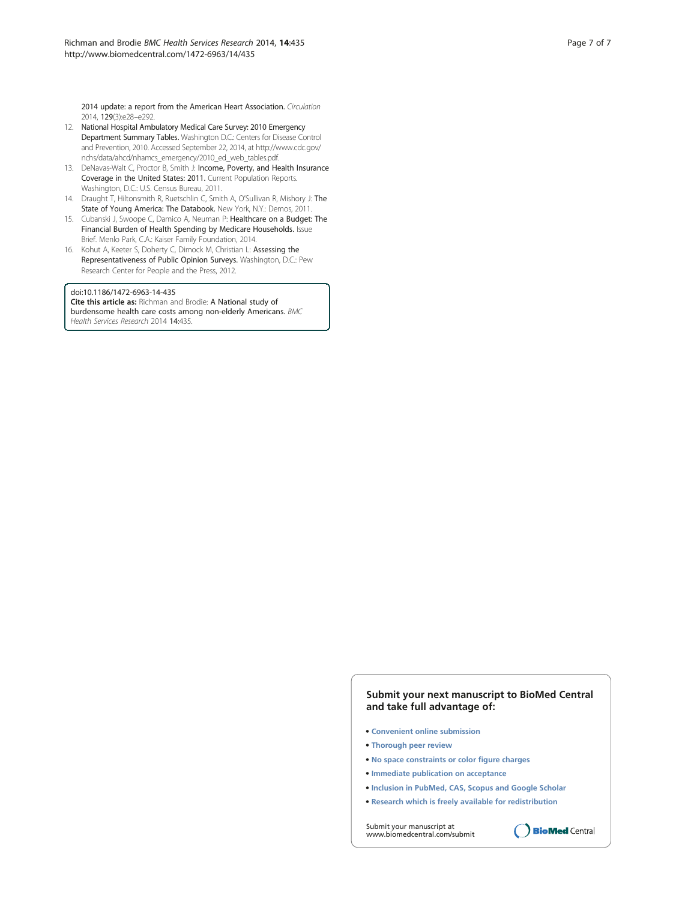2014 update: a report from the American Heart Association. *Circulation* 2014, **129**(3):e28–e292.

12. National Hospital Ambulatory Medical Care Survey: 2010 Emergency Department Summary Tables. Washington D.C.: Centers for Disease Control and Prevention, 2010. Accessed September 22, 2014, at http://www.cdc.gov/nchs/data/ahcd/nhamcs_emergency/2010_ed_web_tables.pdf.
13. DeNavas-Walt C, Proctor B, Smith J: **Income, Poverty, and Health Insurance Coverage in the United States: 2011.** Current Population Reports. Washington, D.C.: U.S. Census Bureau, 2011.
14. Draught T, Hiltonsmith R, Ruetschlin C, Smith A, O'Sullivan R, Mishory J: **The State of Young America: The Databook.** New York, N.Y.: Demos, 2011.
15. Cubanski J, Swoope C, Damico A, Neuman P: **Healthcare on a Budget: The Financial Burden of Health Spending by Medicare Households.** Issue Brief. Menlo Park, C.A.: Kaiser Family Foundation, 2014.
16. Kohut A, Keeter S, Doherty C, Dimock M, Christian L: **Assessing the Representativeness of Public Opinion Surveys.** Washington, D.C.: Pew Research Center for People and the Press, 2012.

doi:10.1186/1472-6963-14-435
**Cite this article as:** Richman and Brodie: A National study of burdensome health care costs among non-elderly Americans. *BMC Health Services Research* 2014 **14**:435.

**Submit your next manuscript to BioMed Central and take full advantage of:**

- **Convenient online submission**
- **Thorough peer review**
- **No space constraints or color figure charges**
- **Immediate publication on acceptance**
- **Inclusion in PubMed, CAS, Scopus and Google Scholar**
- **Research which is freely available for redistribution**

Submit your manuscript at
www.biomedcentral.com/submit

BioMed Central